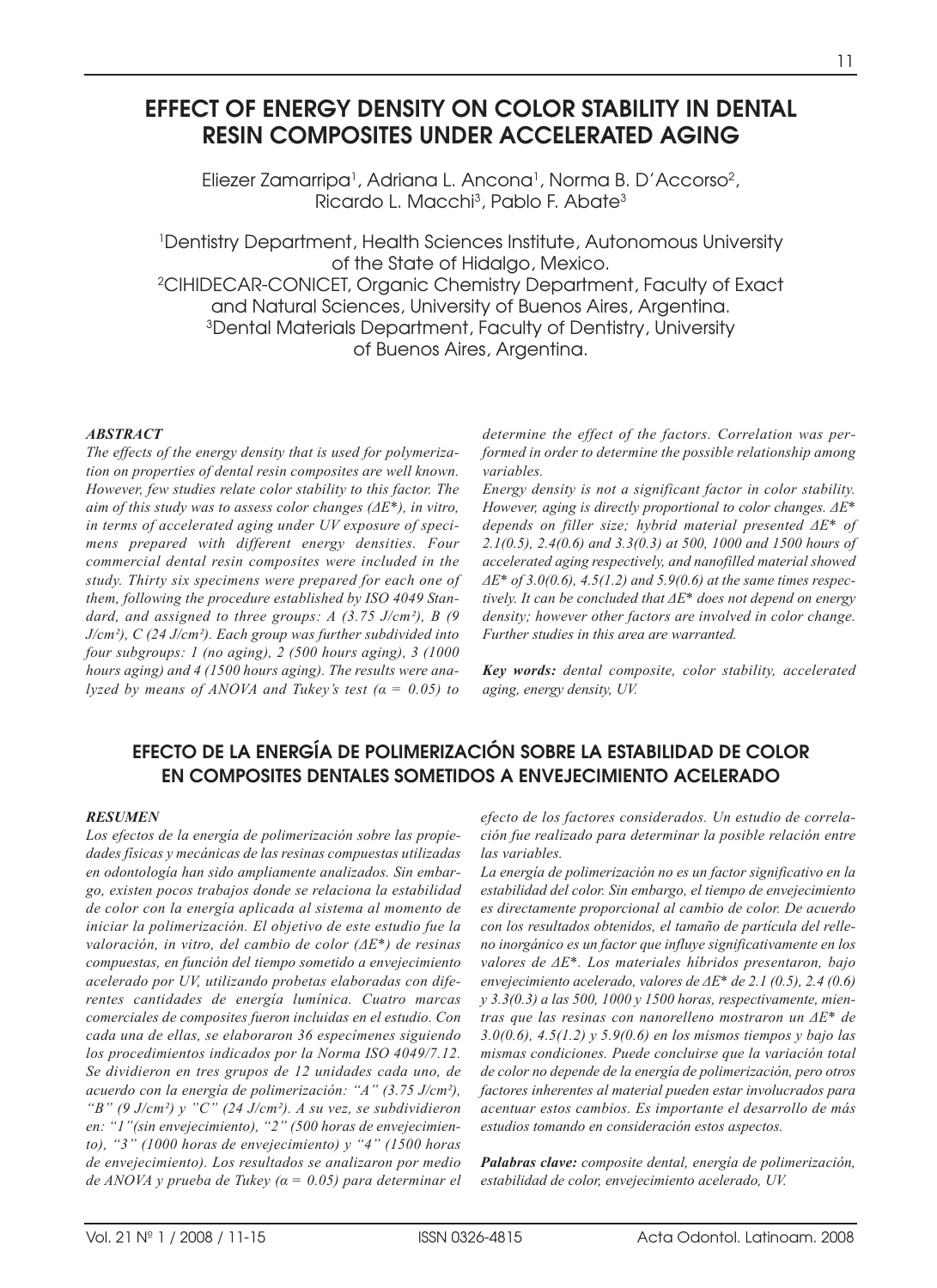# EFFECT OF ENERGY DENSITY ON COLOR STABILITY IN DENTAL RESIN COMPOSITES UNDER ACCELERATED AGING

Eliezer Zamarripa[1], Adriana L. Ancona[1], Norma B. D'Accorso[2], Ricardo L. Macchi[3], Pablo F. Abate[3]

[1]Dentistry Department, Health Sciences Institute, Autonomous University of the State of Hidalgo, Mexico.
[2]CIHIDECAR-CONICET, Organic Chemistry Department, Faculty of Exact and Natural Sciences, University of Buenos Aires, Argentina.
[3]Dental Materials Department, Faculty of Dentistry, University of Buenos Aires, Argentina.

### *ABSTRACT*

*The effects of the energy density that is used for polymerization on properties of dental resin composites are well known. However, few studies relate color stability to this factor. The aim of this study was to assess color changes (ΔE\*), in vitro, in terms of accelerated aging under UV exposure of specimens prepared with different energy densities. Four commercial dental resin composites were included in the study. Thirty six specimens were prepared for each one of them, following the procedure established by ISO 4049 Standard, and assigned to three groups: A (3.75 J/cm²), B (9 J/cm²), C (24 J/cm²). Each group was further subdivided into four subgroups: 1 (no aging), 2 (500 hours aging), 3 (1000 hours aging) and 4 (1500 hours aging). The results were analyzed by means of ANOVA and Tukey's test (α = 0.05) to determine the effect of the factors. Correlation was performed in order to determine the possible relationship among variables.*

*Energy density is not a significant factor in color stability. However, aging is directly proportional to color changes. ΔE\* depends on filler size; hybrid material presented ΔE\* of 2.1(0.5), 2.4(0.6) and 3.3(0.3) at 500, 1000 and 1500 hours of accelerated aging respectively, and nanofilled material showed ΔE\* of 3.0(0.6), 4.5(1.2) and 5.9(0.6) at the same times respectively. It can be concluded that ΔE\* does not depend on energy density; however other factors are involved in color change. Further studies in this area are warranted.*

***Key words:*** *dental composite, color stability, accelerated aging, energy density, UV.*

# EFECTO DE LA ENERGÍA DE POLIMERIZACIÓN SOBRE LA ESTABILIDAD DE COLOR EN COMPOSITES DENTALES SOMETIDOS A ENVEJECIMIENTO ACELERADO

### *RESUMEN*

*Los efectos de la energía de polimerización sobre las propiedades físicas y mecánicas de las resinas compuestas utilizadas en odontología han sido ampliamente analizados. Sin embargo, existen pocos trabajos donde se relaciona la estabilidad de color con la energía aplicada al sistema al momento de iniciar la polimerización. El objetivo de este estudio fue la valoración, in vitro, del cambio de color (ΔE\*) de resinas compuestas, en función del tiempo sometido a envejecimiento acelerado por UV, utilizando probetas elaboradas con diferentes cantidades de energía lumínica. Cuatro marcas comerciales de composites fueron incluidas en el estudio. Con cada una de ellas, se elaboraron 36 especímenes siguiendo los procedimientos indicados por la Norma ISO 4049/7.12. Se dividieron en tres grupos de 12 unidades cada uno, de acuerdo con la energía de polimerización: "A" (3.75 J/cm²), "B" (9 J/cm²) y "C" (24 J/cm²). A su vez, se subdividieron en: "1"(sin envejecimiento), "2" (500 horas de envejecimiento), "3" (1000 horas de envejecimiento) y "4" (1500 horas de envejecimiento). Los resultados se analizaron por medio de ANOVA y prueba de Tukey (α = 0.05) para determinar el efecto de los factores considerados. Un estudio de correlación fue realizado para determinar la posible relación entre las variables.*

*La energía de polimerización no es un factor significativo en la estabilidad del color. Sin embargo, el tiempo de envejecimiento es directamente proporcional al cambio de color. De acuerdo con los resultados obtenidos, el tamaño de partícula del relleno inorgánico es un factor que influye significativamente en los valores de ΔE\*. Los materiales híbridos presentaron, bajo envejecimiento acelerado, valores de ΔE\* de 2.1 (0.5), 2.4 (0.6) y 3.3(0.3) a las 500, 1000 y 1500 horas, respectivamente, mientras que las resinas con nanorelleno mostraron un ΔE\* de 3.0(0.6), 4.5(1.2) y 5.9(0.6) en los mismos tiempos y bajo las mismas condiciones. Puede concluirse que la variación total de color no depende de la energía de polimerización, pero otros factores inherentes al material pueden estar involucrados para acentuar estos cambios. Es importante el desarrollo de más estudios tomando en consideración estos aspectos.*

***Palabras clave:*** *composite dental, energía de polimerización, estabilidad de color, envejecimiento acelerado, UV.*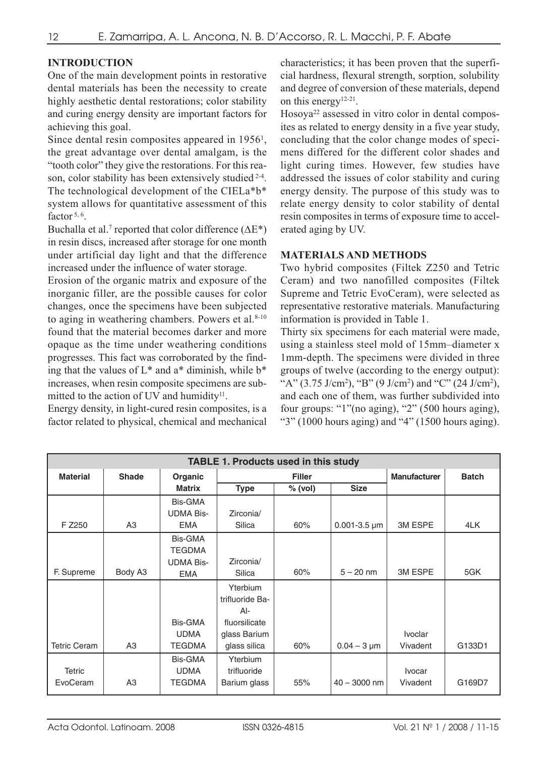## INTRODUCTION

One of the main development points in restorative dental materials has been the necessity to create highly aesthetic dental restorations; color stability and curing energy density are important factors for achieving this goal.

Since dental resin composites appeared in 1956[1], the great advantage over dental amalgam, is the "tooth color" they give the restorations. For this reason, color stability has been extensively studied [2-4]. The technological development of the CIELa*b* system allows for quantitative assessment of this factor [5, 6].

Buchalla et al.[7] reported that color difference (ΔE*) in resin discs, increased after storage for one month under artificial day light and that the difference increased under the influence of water storage.

Erosion of the organic matrix and exposure of the inorganic filler, are the possible causes for color changes, once the specimens have been subjected to aging in weathering chambers. Powers et al.[8-10] found that the material becomes darker and more opaque as the time under weathering conditions progresses. This fact was corroborated by the finding that the values of L* and a* diminish, while b* increases, when resin composite specimens are submitted to the action of UV and humidity[11].

Energy density, in light-cured resin composites, is a factor related to physical, chemical and mechanical characteristics; it has been proven that the superficial hardness, flexural strength, sorption, solubility and degree of conversion of these materials, depend on this energy[12-21].

Hosoya[22] assessed in vitro color in dental composites as related to energy density in a five year study, concluding that the color change modes of specimens differed for the different color shades and light curing times. However, few studies have addressed the issues of color stability and curing energy density. The purpose of this study was to relate energy density to color stability of dental resin composites in terms of exposure time to accelerated aging by UV.

## MATERIALS AND METHODS

Two hybrid composites (Filtek Z250 and Tetric Ceram) and two nanofilled composites (Filtek Supreme and Tetric EvoCeram), were selected as representative restorative materials. Manufacturing information is provided in Table 1.

Thirty six specimens for each material were made, using a stainless steel mold of 15mm–diameter x 1mm-depth. The specimens were divided in three groups of twelve (according to the energy output): "A" (3.75 J/cm$^2$), "B" (9 J/cm$^2$) and "C" (24 J/cm$^2$), and each one of them, was further subdivided into four groups: "1"(no aging), "2" (500 hours aging), "3" (1000 hours aging) and "4" (1500 hours aging).

**TABLE 1. Products used in this study**

| Material | Shade | Organic Matrix | Filler | | | Manufacturer | Batch |
|---|---|---|---|---|---|---|---|
| | | | Type | % (vol) | Size | | |
| F Z250 | A3 | Bis-GMA UDMA Bis-EMA | Zirconia/ Silica | 60% | 0.001-3.5 μm | 3M ESPE | 4LK |
| F. Supreme | Body A3 | Bis-GMA TEGDMA UDMA Bis-EMA | Zirconia/ Silica | 60% | 5 – 20 nm | 3M ESPE | 5GK |
| Tetric Ceram | A3 | Bis-GMA UDMA TEGDMA | Yterbium trifluoride Ba-Al-fluorsilicate glass Barium glass silica | 60% | 0.04 – 3 μm | Ivoclar Vivadent | G133D1 |
| Tetric EvoCeram | A3 | Bis-GMA UDMA TEGDMA | Yterbium trifluoride Barium glass | 55% | 40 – 3000 nm | Ivocar Vivadent | G169D7 |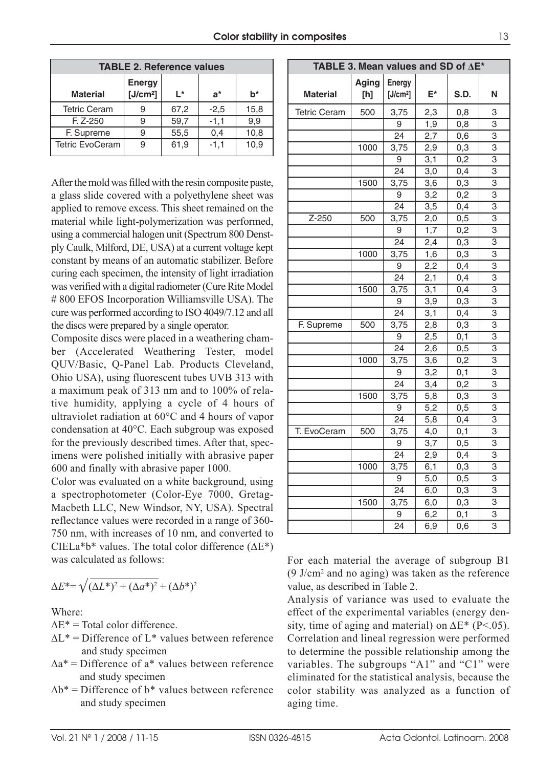**TABLE 2. Reference values**

| Material | Energy [J/cm²] | L* | a* | b* |
|---|---|---|---|---|
| Tetric Ceram | 9 | 67,2 | -2,5 | 15,8 |
| F. Z-250 | 9 | 59,7 | -1,1 | 9,9 |
| F. Supreme | 9 | 55,5 | 0,4 | 10,8 |
| Tetric EvoCeram | 9 | 61,9 | -1,1 | 10,9 |

After the mold was filled with the resin composite paste, a glass slide covered with a polyethylene sheet was applied to remove excess. This sheet remained on the material while light-polymerization was performed, using a commercial halogen unit (Spectrum 800 Denstply Caulk, Milford, DE, USA) at a current voltage kept constant by means of an automatic stabilizer. Before curing each specimen, the intensity of light irradiation was verified with a digital radiometer (Cure Rite Model # 800 EFOS Incorporation Williamsville USA). The cure was performed according to ISO 4049/7.12 and all the discs were prepared by a single operator.

Composite discs were placed in a weathering chamber (Accelerated Weathering Tester, model QUV/Basic, Q-Panel Lab. Products Cleveland, Ohio USA), using fluorescent tubes UVB 313 with a maximum peak of 313 nm and to 100% of relative humidity, applying a cycle of 4 hours of ultraviolet radiation at 60°C and 4 hours of vapor condensation at 40°C. Each subgroup was exposed for the previously described times. After that, specimens were polished initially with abrasive paper 600 and finally with abrasive paper 1000.

Color was evaluated on a white background, using a spectrophotometer (Color-Eye 7000, Gretag-Macbeth LLC, New Windsor, NY, USA). Spectral reflectance values were recorded in a range of 360-750 nm, with increases of 10 nm, and converted to CIELa*b* values. The total color difference ($\Delta E^*$) was calculated as follows:

$$\Delta E^* = \sqrt{(\Delta L^*)^2 + (\Delta a^*)^2 + (\Delta b^*)^2}$$

Where:

- $\Delta E^*$ = Total color difference.
- $\Delta L^*$ = Difference of L* values between reference and study specimen
- $\Delta a^*$ = Difference of a* values between reference and study specimen
- $\Delta b^*$ = Difference of b* values between reference and study specimen

**TABLE 3. Mean values and SD of ΔE***

| Material | Aging [h] | Energy [J/cm²] | E* | S.D. | N |
|---|---|---|---|---|---|
| Tetric Ceram | 500 | 3,75 | 2,3 | 0,8 | 3 |
| | | 9 | 1,9 | 0,8 | 3 |
| | | 24 | 2,7 | 0,6 | 3 |
| | 1000 | 3,75 | 2,9 | 0,3 | 3 |
| | | 9 | 3,1 | 0,2 | 3 |
| | | 24 | 3,0 | 0,4 | 3 |
| | 1500 | 3,75 | 3,6 | 0,3 | 3 |
| | | 9 | 3,2 | 0,2 | 3 |
| | | 24 | 3,5 | 0,4 | 3 |
| Z-250 | 500 | 3,75 | 2,0 | 0,5 | 3 |
| | | 9 | 1,7 | 0,2 | 3 |
| | | 24 | 2,4 | 0,3 | 3 |
| | 1000 | 3,75 | 1,6 | 0,3 | 3 |
| | | 9 | 2,2 | 0,4 | 3 |
| | | 24 | 2,1 | 0,4 | 3 |
| | 1500 | 3,75 | 3,1 | 0,4 | 3 |
| | | 9 | 3,9 | 0,3 | 3 |
| | | 24 | 3,1 | 0,4 | 3 |
| F. Supreme | 500 | 3,75 | 2,8 | 0,3 | 3 |
| | | 9 | 2,5 | 0,1 | 3 |
| | | 24 | 2,6 | 0,5 | 3 |
| | 1000 | 3,75 | 3,6 | 0,2 | 3 |
| | | 9 | 3,2 | 0,1 | 3 |
| | | 24 | 3,4 | 0,2 | 3 |
| | 1500 | 3,75 | 5,8 | 0,3 | 3 |
| | | 9 | 5,2 | 0,5 | 3 |
| | | 24 | 5,8 | 0,4 | 3 |
| T. EvoCeram | 500 | 3,75 | 4,0 | 0,1 | 3 |
| | | 9 | 3,7 | 0,5 | 3 |
| | | 24 | 2,9 | 0,4 | 3 |
| | 1000 | 3,75 | 6,1 | 0,3 | 3 |
| | | 9 | 5,0 | 0,5 | 3 |
| | | 24 | 6,0 | 0,3 | 3 |
| | 1500 | 3,75 | 6,0 | 0,3 | 3 |
| | | 9 | 6,2 | 0,1 | 3 |
| | | 24 | 6,9 | 0,6 | 3 |

For each material the average of subgroup B1 (9 J/cm² and no aging) was taken as the reference value, as described in Table 2.

Analysis of variance was used to evaluate the effect of the experimental variables (energy density, time of aging and material) on $\Delta E^*$ ($P<.05$). Correlation and lineal regression were performed to determine the possible relationship among the variables. The subgroups "A1" and "C1" were eliminated for the statistical analysis, because the color stability was analyzed as a function of aging time.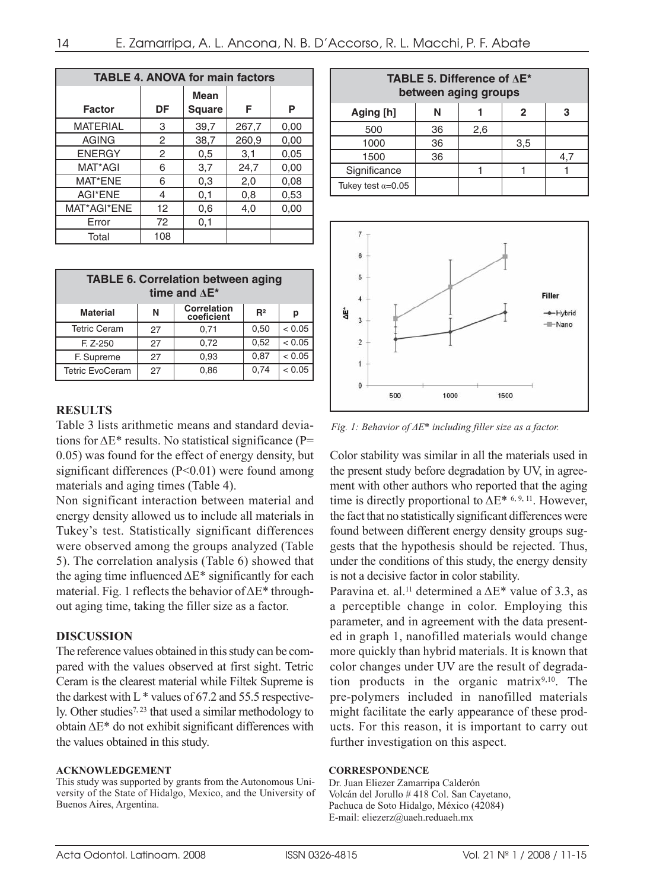| TABLE 4. ANOVA for main factors | | | | |
|---|---|---|---|---|
| Factor | DF | Mean Square | F | P |
| MATERIAL | 3 | 39,7 | 267,7 | 0,00 |
| AGING | 2 | 38,7 | 260,9 | 0,00 |
| ENERGY | 2 | 0,5 | 3,1 | 0,05 |
| MAT*AGI | 6 | 3,7 | 24,7 | 0,00 |
| MAT*ENE | 6 | 0,3 | 2,0 | 0,08 |
| AGI*ENE | 4 | 0,1 | 0,8 | 0,53 |
| MAT*AGI*ENE | 12 | 0,6 | 4,0 | 0,00 |
| Error | 72 | 0,1 | | |
| Total | 108 | | | |

| TABLE 5. Difference of $\Delta E^*$ between aging groups | | | | |
|---|---|---|---|---|
| Aging [h] | N | 1 | 2 | 3 |
| 500 | 36 | 2,6 | | |
| 1000 | 36 | | 3,5 | |
| 1500 | 36 | | | 4,7 |
| Significance | | 1 | 1 | 1 |
| Tukey test $\alpha$=0.05 | | | | |

| TABLE 6. Correlation between aging time and $\Delta E^*$ | | | | |
|---|---|---|---|---|
| Material | N | Correlation coeficient | $R^2$ | p |
| Tetric Ceram | 27 | 0,71 | 0,50 | < 0.05 |
| F. Z-250 | 27 | 0,72 | 0,52 | < 0.05 |
| F. Supreme | 27 | 0,93 | 0,87 | < 0.05 |
| Tetric EvoCeram | 27 | 0,86 | 0,74 | < 0.05 |

*Fig. 1: Behavior of ΔE\* including filler size as a factor.*

## RESULTS

Table 3 lists arithmetic means and standard deviations for $\Delta E^*$ results. No statistical significance (P= 0.05) was found for the effect of energy density, but significant differences (P<0.01) were found among materials and aging times (Table 4).

Non significant interaction between material and energy density allowed us to include all materials in Tukey's test. Statistically significant differences were observed among the groups analyzed (Table 5). The correlation analysis (Table 6) showed that the aging time influenced $\Delta E^*$ significantly for each material. Fig. 1 reflects the behavior of $\Delta E^*$ throughout aging time, taking the filler size as a factor.

## DISCUSSION

The reference values obtained in this study can be compared with the values observed at first sight. Tetric Ceram is the clearest material while Filtek Supreme is the darkest with L* values of 67.2 and 55.5 respectively. Other studies[7, 23] that used a similar methodology to obtain $\Delta E^*$ do not exhibit significant differences with the values obtained in this study.

Color stability was similar in all the materials used in the present study before degradation by UV, in agreement with other authors who reported that the aging time is directly proportional to $\Delta E^*$ [6, 9, 11]. However, the fact that no statistically significant differences were found between different energy density groups suggests that the hypothesis should be rejected. Thus, under the conditions of this study, the energy density is not a decisive factor in color stability.

Paravina et. al.[11] determined a $\Delta E^*$ value of 3.3, as a perceptible change in color. Employing this parameter, and in agreement with the data presented in graph 1, nanofilled materials would change more quickly than hybrid materials. It is known that color changes under UV are the result of degradation products in the organic matrix[9,10]. The pre-polymers included in nanofilled materials might facilitate the early appearance of these products. For this reason, it is important to carry out further investigation on this aspect.

#### ACKNOWLEDGEMENT

This study was supported by grants from the Autonomous University of the State of Hidalgo, Mexico, and the University of Buenos Aires, Argentina.

#### CORRESPONDENCE

Dr. Juan Eliezer Zamarripa Calderón
Volcán del Jorullo # 418 Col. San Cayetano,
Pachuca de Soto Hidalgo, México (42084)
E-mail: eliezerz@uaeh.reduaeh.mx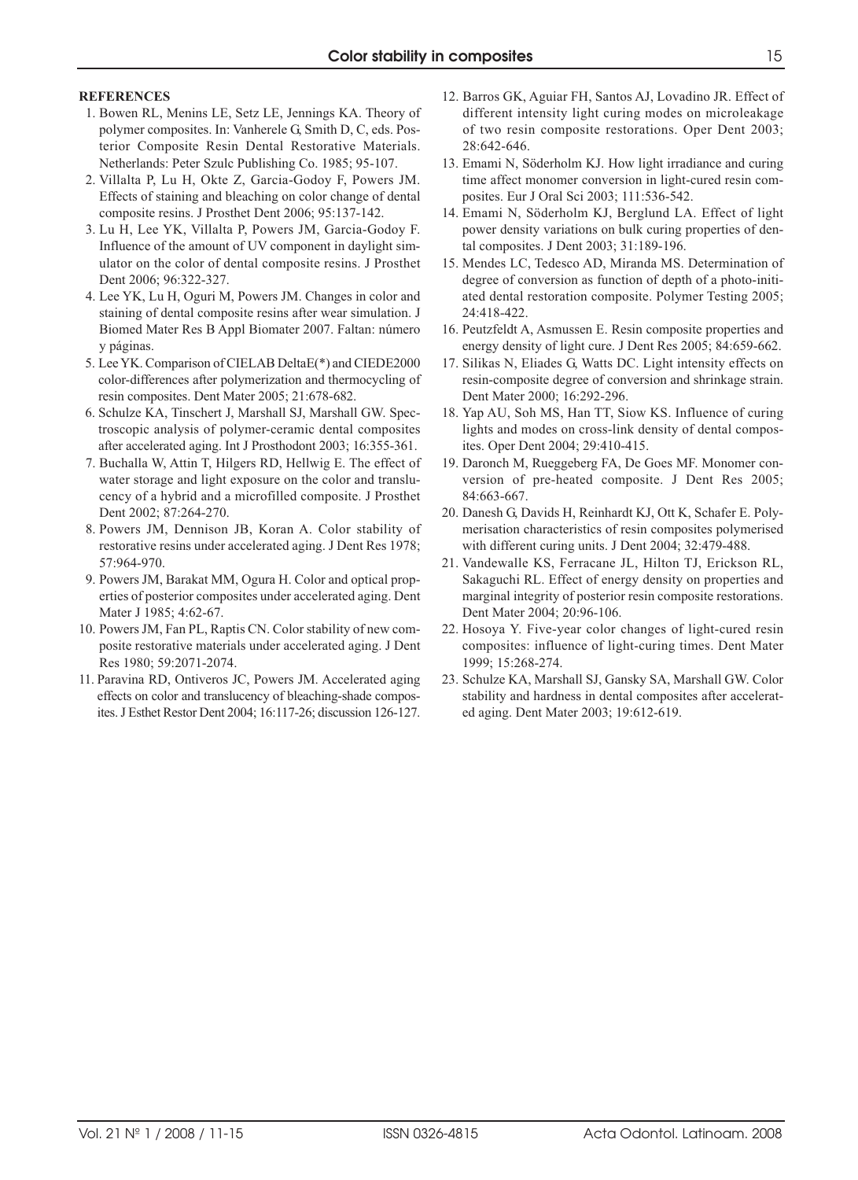**REFERENCES**

1. Bowen RL, Menins LE, Setz LE, Jennings KA. Theory of polymer composites. In: Vanherele G, Smith D, C, eds. Posterior Composite Resin Dental Restorative Materials. Netherlands: Peter Szulc Publishing Co. 1985; 95-107.
2. Villalta P, Lu H, Okte Z, Garcia-Godoy F, Powers JM. Effects of staining and bleaching on color change of dental composite resins. J Prosthet Dent 2006; 95:137-142.
3. Lu H, Lee YK, Villalta P, Powers JM, Garcia-Godoy F. Influence of the amount of UV component in daylight simulator on the color of dental composite resins. J Prosthet Dent 2006; 96:322-327.
4. Lee YK, Lu H, Oguri M, Powers JM. Changes in color and staining of dental composite resins after wear simulation. J Biomed Mater Res B Appl Biomater 2007. Faltan: número y páginas.
5. Lee YK. Comparison of CIELAB DeltaE(*) and CIEDE2000 color-differences after polymerization and thermocycling of resin composites. Dent Mater 2005; 21:678-682.
6. Schulze KA, Tinschert J, Marshall SJ, Marshall GW. Spectroscopic analysis of polymer-ceramic dental composites after accelerated aging. Int J Prosthodont 2003; 16:355-361.
7. Buchalla W, Attin T, Hilgers RD, Hellwig E. The effect of water storage and light exposure on the color and translucency of a hybrid and a microfilled composite. J Prosthet Dent 2002; 87:264-270.
8. Powers JM, Dennison JB, Koran A. Color stability of restorative resins under accelerated aging. J Dent Res 1978; 57:964-970.
9. Powers JM, Barakat MM, Ogura H. Color and optical properties of posterior composites under accelerated aging. Dent Mater J 1985; 4:62-67.
10. Powers JM, Fan PL, Raptis CN. Color stability of new composite restorative materials under accelerated aging. J Dent Res 1980; 59:2071-2074.
11. Paravina RD, Ontiveros JC, Powers JM. Accelerated aging effects on color and translucency of bleaching-shade composites. J Esthet Restor Dent 2004; 16:117-26; discussion 126-127.
12. Barros GK, Aguiar FH, Santos AJ, Lovadino JR. Effect of different intensity light curing modes on microleakage of two resin composite restorations. Oper Dent 2003; 28:642-646.
13. Emami N, Söderholm KJ. How light irradiance and curing time affect monomer conversion in light-cured resin composites. Eur J Oral Sci 2003; 111:536-542.
14. Emami N, Söderholm KJ, Berglund LA. Effect of light power density variations on bulk curing properties of dental composites. J Dent 2003; 31:189-196.
15. Mendes LC, Tedesco AD, Miranda MS. Determination of degree of conversion as function of depth of a photo-initiated dental restoration composite. Polymer Testing 2005; 24:418-422.
16. Peutzfeldt A, Asmussen E. Resin composite properties and energy density of light cure. J Dent Res 2005; 84:659-662.
17. Silikas N, Eliades G, Watts DC. Light intensity effects on resin-composite degree of conversion and shrinkage strain. Dent Mater 2000; 16:292-296.
18. Yap AU, Soh MS, Han TT, Siow KS. Influence of curing lights and modes on cross-link density of dental composites. Oper Dent 2004; 29:410-415.
19. Daronch M, Rueggeberg FA, De Goes MF. Monomer conversion of pre-heated composite. J Dent Res 2005; 84:663-667.
20. Danesh G, Davids H, Reinhardt KJ, Ott K, Schafer E. Polymerisation characteristics of resin composites polymerised with different curing units. J Dent 2004; 32:479-488.
21. Vandewalle KS, Ferracane JL, Hilton TJ, Erickson RL, Sakaguchi RL. Effect of energy density on properties and marginal integrity of posterior resin composite restorations. Dent Mater 2004; 20:96-106.
22. Hosoya Y. Five-year color changes of light-cured resin composites: influence of light-curing times. Dent Mater 1999; 15:268-274.
23. Schulze KA, Marshall SJ, Gansky SA, Marshall GW. Color stability and hardness in dental composites after accelerated aging. Dent Mater 2003; 19:612-619.